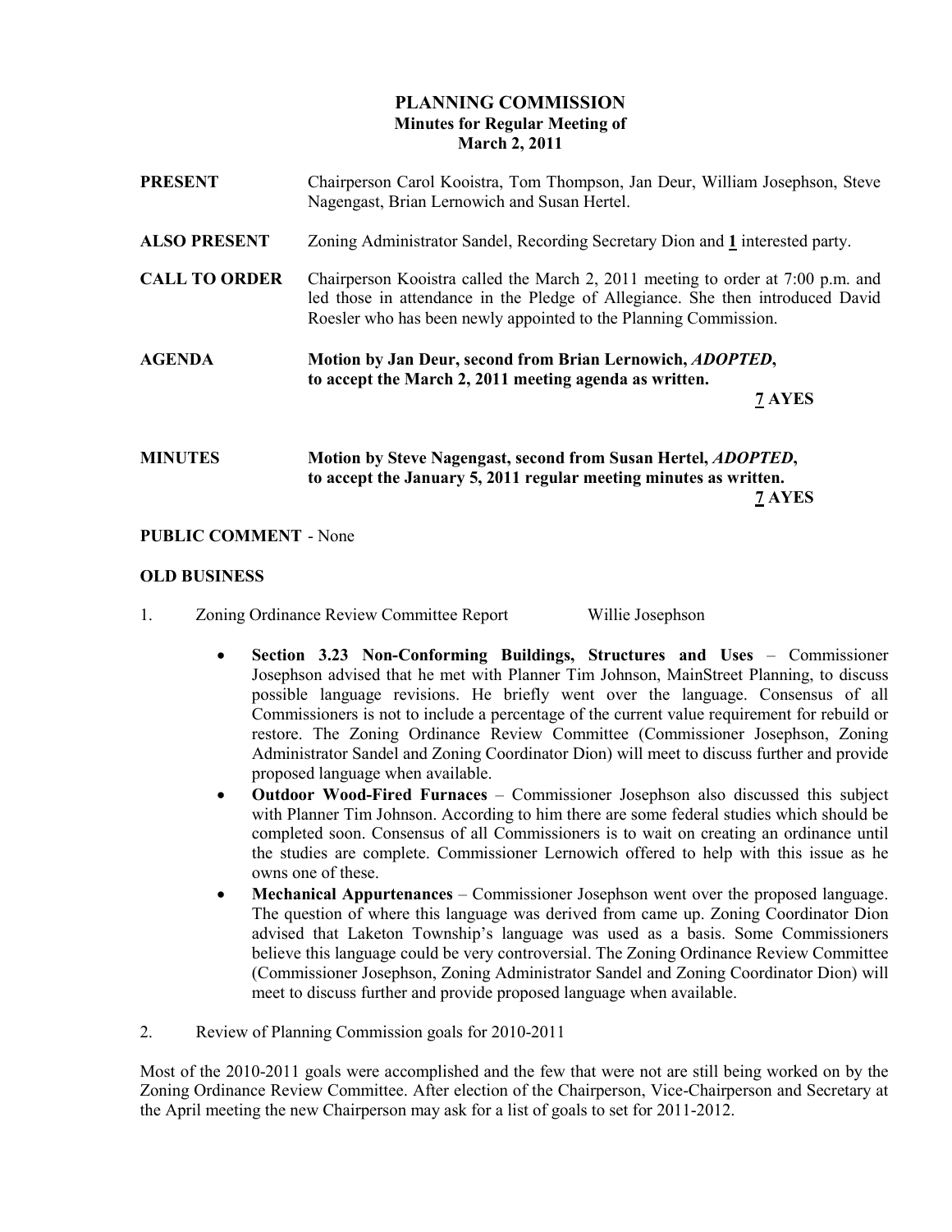# PLANNING COMMISSION

## Minutes for Regular Meeting of
## March 2, 2011

**PRESENT** Chairperson Carol Kooistra, Tom Thompson, Jan Deur, William Josephson, Steve Nagengast, Brian Lernowich and Susan Hertel.

**ALSO PRESENT** Zoning Administrator Sandel, Recording Secretary Dion and **1** interested party.

**CALL TO ORDER** Chairperson Kooistra called the March 2, 2011 meeting to order at 7:00 p.m. and led those in attendance in the Pledge of Allegiance. She then introduced David Roesler who has been newly appointed to the Planning Commission.

**AGENDA** **Motion by Jan Deur, second from Brian Lernowich, *ADOPTED*, to accept the March 2, 2011 meeting agenda as written.**

**7 AYES**

**MINUTES** **Motion by Steve Nagengast, second from Susan Hertel, *ADOPTED*, to accept the January 5, 2011 regular meeting minutes as written.**

**7 AYES**

**PUBLIC COMMENT** - None

**OLD BUSINESS**

1. Zoning Ordinance Review Committee Report Willie Josephson

   - **Section 3.23 Non-Conforming Buildings, Structures and Uses** – Commissioner Josephson advised that he met with Planner Tim Johnson, MainStreet Planning, to discuss possible language revisions. He briefly went over the language. Consensus of all Commissioners is not to include a percentage of the current value requirement for rebuild or restore. The Zoning Ordinance Review Committee (Commissioner Josephson, Zoning Administrator Sandel and Zoning Coordinator Dion) will meet to discuss further and provide proposed language when available.
   - **Outdoor Wood-Fired Furnaces** – Commissioner Josephson also discussed this subject with Planner Tim Johnson. According to him there are some federal studies which should be completed soon. Consensus of all Commissioners is to wait on creating an ordinance until the studies are complete. Commissioner Lernowich offered to help with this issue as he owns one of these.
   - **Mechanical Appurtenances** – Commissioner Josephson went over the proposed language. The question of where this language was derived from came up. Zoning Coordinator Dion advised that Laketon Township's language was used as a basis. Some Commissioners believe this language could be very controversial. The Zoning Ordinance Review Committee (Commissioner Josephson, Zoning Administrator Sandel and Zoning Coordinator Dion) will meet to discuss further and provide proposed language when available.

2. Review of Planning Commission goals for 2010-2011

Most of the 2010-2011 goals were accomplished and the few that were not are still being worked on by the Zoning Ordinance Review Committee. After election of the Chairperson, Vice-Chairperson and Secretary at the April meeting the new Chairperson may ask for a list of goals to set for 2011-2012.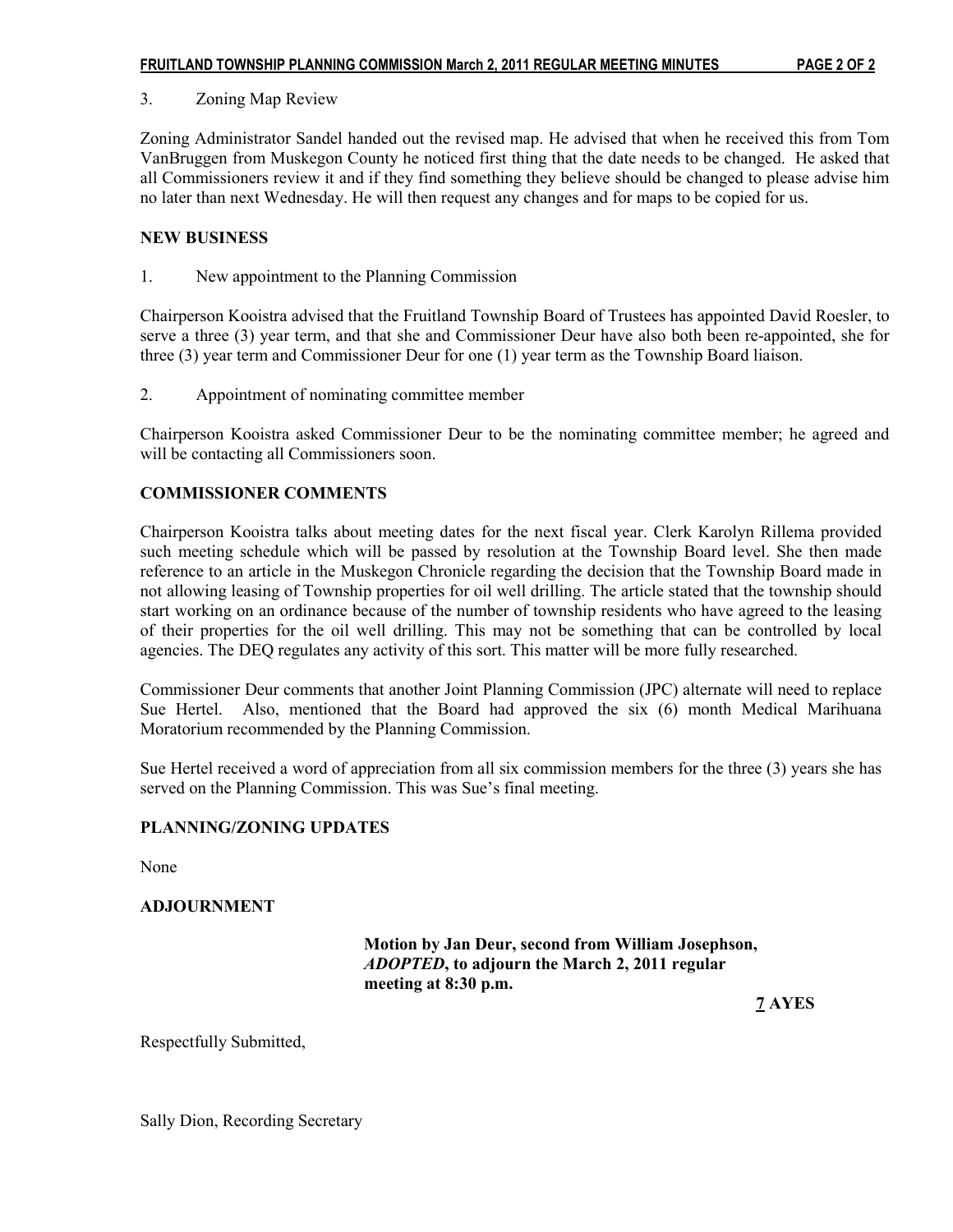3. Zoning Map Review

Zoning Administrator Sandel handed out the revised map. He advised that when he received this from Tom VanBruggen from Muskegon County he noticed first thing that the date needs to be changed. He asked that all Commissioners review it and if they find something they believe should be changed to please advise him no later than next Wednesday. He will then request any changes and for maps to be copied for us.

**NEW BUSINESS**

1. New appointment to the Planning Commission

Chairperson Kooistra advised that the Fruitland Township Board of Trustees has appointed David Roesler, to serve a three (3) year term, and that she and Commissioner Deur have also both been re-appointed, she for three (3) year term and Commissioner Deur for one (1) year term as the Township Board liaison.

2. Appointment of nominating committee member

Chairperson Kooistra asked Commissioner Deur to be the nominating committee member; he agreed and will be contacting all Commissioners soon.

**COMMISSIONER COMMENTS**

Chairperson Kooistra talks about meeting dates for the next fiscal year. Clerk Karolyn Rillema provided such meeting schedule which will be passed by resolution at the Township Board level. She then made reference to an article in the Muskegon Chronicle regarding the decision that the Township Board made in not allowing leasing of Township properties for oil well drilling. The article stated that the township should start working on an ordinance because of the number of township residents who have agreed to the leasing of their properties for the oil well drilling. This may not be something that can be controlled by local agencies. The DEQ regulates any activity of this sort. This matter will be more fully researched.

Commissioner Deur comments that another Joint Planning Commission (JPC) alternate will need to replace Sue Hertel. Also, mentioned that the Board had approved the six (6) month Medical Marihuana Moratorium recommended by the Planning Commission.

Sue Hertel received a word of appreciation from all six commission members for the three (3) years she has served on the Planning Commission. This was Sue's final meeting.

**PLANNING/ZONING UPDATES**

None

**ADJOURNMENT**

**Motion by Jan Deur, second from William Josephson, *ADOPTED*, to adjourn the March 2, 2011 regular meeting at 8:30 p.m.**

**7 AYES**

Respectfully Submitted,

Sally Dion, Recording Secretary